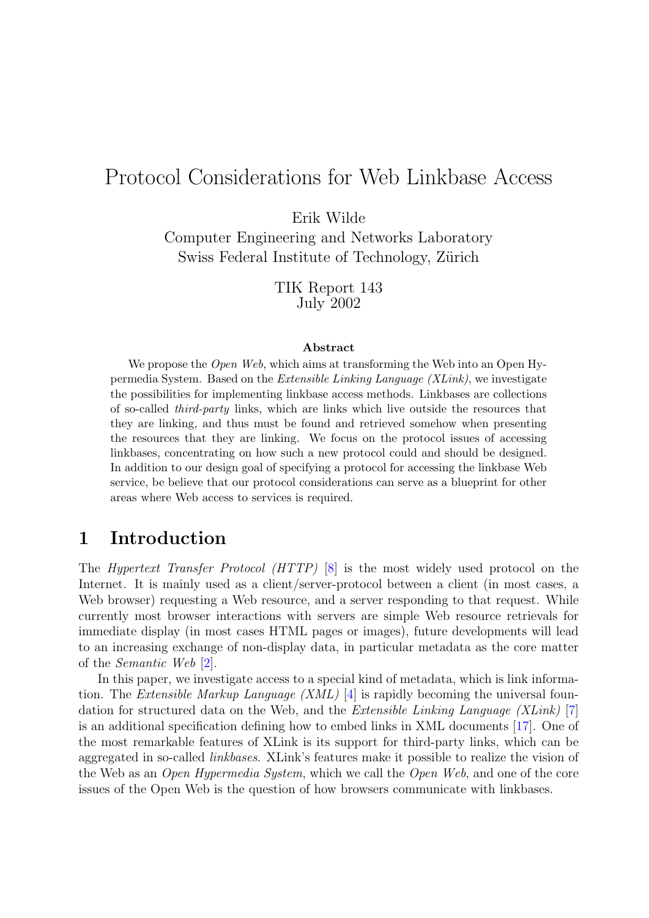# Protocol Considerations for Web Linkbase Access

Erik Wilde
Computer Engineering and Networks Laboratory
Swiss Federal Institute of Technology, Zürich

TIK Report 143
July 2002

**Abstract**

We propose the *Open Web*, which aims at transforming the Web into an Open Hypermedia System. Based on the *Extensible Linking Language (XLink)*, we investigate the possibilities for implementing linkbase access methods. Linkbases are collections of so-called *third-party* links, which are links which live outside the resources that they are linking, and thus must be found and retrieved somehow when presenting the resources that they are linking. We focus on the protocol issues of accessing linkbases, concentrating on how such a new protocol could and should be designed. In addition to our design goal of specifying a protocol for accessing the linkbase Web service, be believe that our protocol considerations can serve as a blueprint for other areas where Web access to services is required.

## 1 Introduction

The *Hypertext Transfer Protocol (HTTP)* [8] is the most widely used protocol on the Internet. It is mainly used as a client/server-protocol between a client (in most cases, a Web browser) requesting a Web resource, and a server responding to that request. While currently most browser interactions with servers are simple Web resource retrievals for immediate display (in most cases HTML pages or images), future developments will lead to an increasing exchange of non-display data, in particular metadata as the core matter of the *Semantic Web* [2].

In this paper, we investigate access to a special kind of metadata, which is link information. The *Extensible Markup Language (XML)* [4] is rapidly becoming the universal foundation for structured data on the Web, and the *Extensible Linking Language (XLink)* [7] is an additional specification defining how to embed links in XML documents [17]. One of the most remarkable features of XLink is its support for third-party links, which can be aggregated in so-called *linkbases*. XLink's features make it possible to realize the vision of the Web as an *Open Hypermedia System*, which we call the *Open Web*, and one of the core issues of the Open Web is the question of how browsers communicate with linkbases.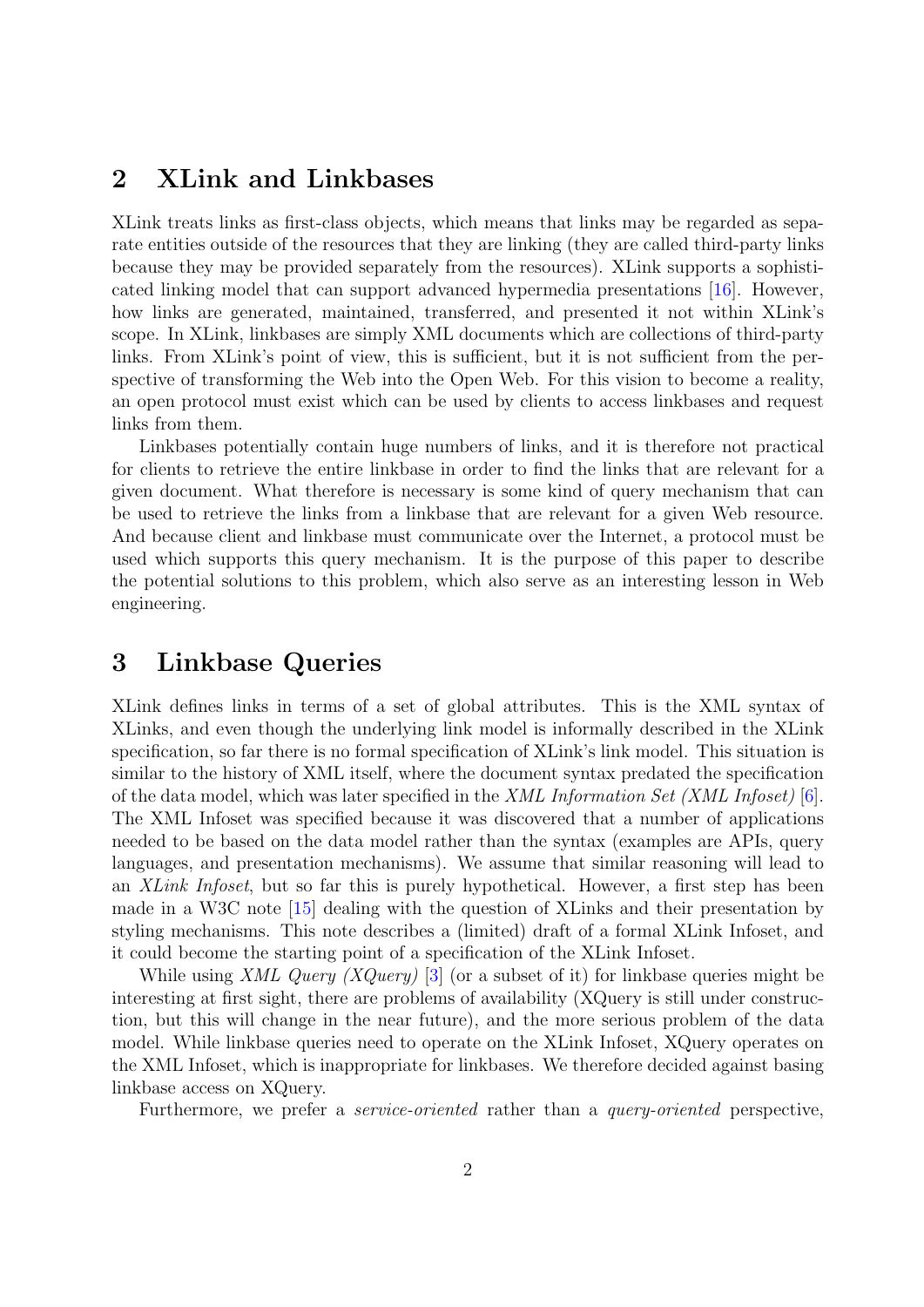## 2 XLink and Linkbases

XLink treats links as first-class objects, which means that links may be regarded as separate entities outside of the resources that they are linking (they are called third-party links because they may be provided separately from the resources). XLink supports a sophisticated linking model that can support advanced hypermedia presentations [16]. However, how links are generated, maintained, transferred, and presented it not within XLink's scope. In XLink, linkbases are simply XML documents which are collections of third-party links. From XLink's point of view, this is sufficient, but it is not sufficient from the perspective of transforming the Web into the Open Web. For this vision to become a reality, an open protocol must exist which can be used by clients to access linkbases and request links from them.

Linkbases potentially contain huge numbers of links, and it is therefore not practical for clients to retrieve the entire linkbase in order to find the links that are relevant for a given document. What therefore is necessary is some kind of query mechanism that can be used to retrieve the links from a linkbase that are relevant for a given Web resource. And because client and linkbase must communicate over the Internet, a protocol must be used which supports this query mechanism. It is the purpose of this paper to describe the potential solutions to this problem, which also serve as an interesting lesson in Web engineering.

## 3 Linkbase Queries

XLink defines links in terms of a set of global attributes. This is the XML syntax of XLinks, and even though the underlying link model is informally described in the XLink specification, so far there is no formal specification of XLink's link model. This situation is similar to the history of XML itself, where the document syntax predated the specification of the data model, which was later specified in the *XML Information Set (XML Infoset)* [6]. The XML Infoset was specified because it was discovered that a number of applications needed to be based on the data model rather than the syntax (examples are APIs, query languages, and presentation mechanisms). We assume that similar reasoning will lead to an *XLink Infoset*, but so far this is purely hypothetical. However, a first step has been made in a W3C note [15] dealing with the question of XLinks and their presentation by styling mechanisms. This note describes a (limited) draft of a formal XLink Infoset, and it could become the starting point of a specification of the XLink Infoset.

While using *XML Query (XQuery)* [3] (or a subset of it) for linkbase queries might be interesting at first sight, there are problems of availability (XQuery is still under construction, but this will change in the near future), and the more serious problem of the data model. While linkbase queries need to operate on the XLink Infoset, XQuery operates on the XML Infoset, which is inappropriate for linkbases. We therefore decided against basing linkbase access on XQuery.

Furthermore, we prefer a *service-oriented* rather than a *query-oriented* perspective,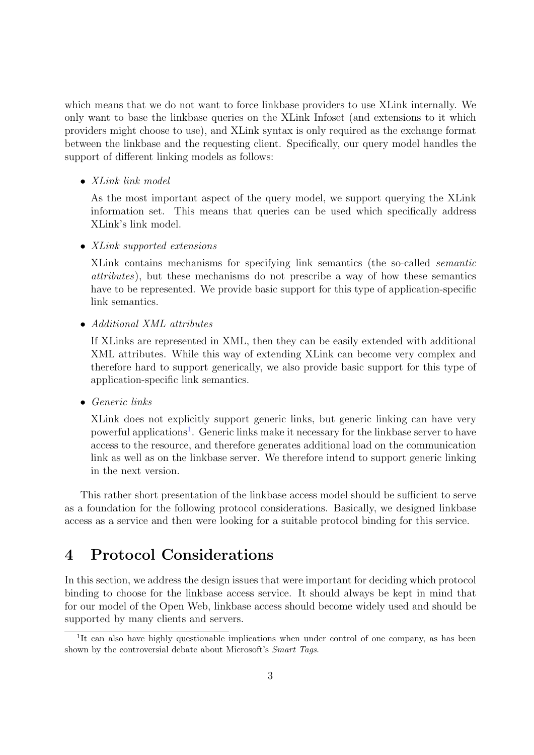which means that we do not want to force linkbase providers to use XLink internally. We only want to base the linkbase queries on the XLink Infoset (and extensions to it which providers might choose to use), and XLink syntax is only required as the exchange format between the linkbase and the requesting client. Specifically, our query model handles the support of different linking models as follows:

- *XLink link model*

  As the most important aspect of the query model, we support querying the XLink information set. This means that queries can be used which specifically address XLink's link model.

- *XLink supported extensions*

  XLink contains mechanisms for specifying link semantics (the so-called *semantic attributes*), but these mechanisms do not prescribe a way of how these semantics have to be represented. We provide basic support for this type of application-specific link semantics.

- *Additional XML attributes*

  If XLinks are represented in XML, then they can be easily extended with additional XML attributes. While this way of extending XLink can become very complex and therefore hard to support generically, we also provide basic support for this type of application-specific link semantics.

- *Generic links*

  XLink does not explicitly support generic links, but generic linking can have very powerful applications[1]. Generic links make it necessary for the linkbase server to have access to the resource, and therefore generates additional load on the communication link as well as on the linkbase server. We therefore intend to support generic linking in the next version.

This rather short presentation of the linkbase access model should be sufficient to serve as a foundation for the following protocol considerations. Basically, we designed linkbase access as a service and then were looking for a suitable protocol binding for this service.

# 4 Protocol Considerations

In this section, we address the design issues that were important for deciding which protocol binding to choose for the linkbase access service. It should always be kept in mind that for our model of the Open Web, linkbase access should become widely used and should be supported by many clients and servers.

[1] It can also have highly questionable implications when under control of one company, as has been shown by the controversial debate about Microsoft's *Smart Tags*.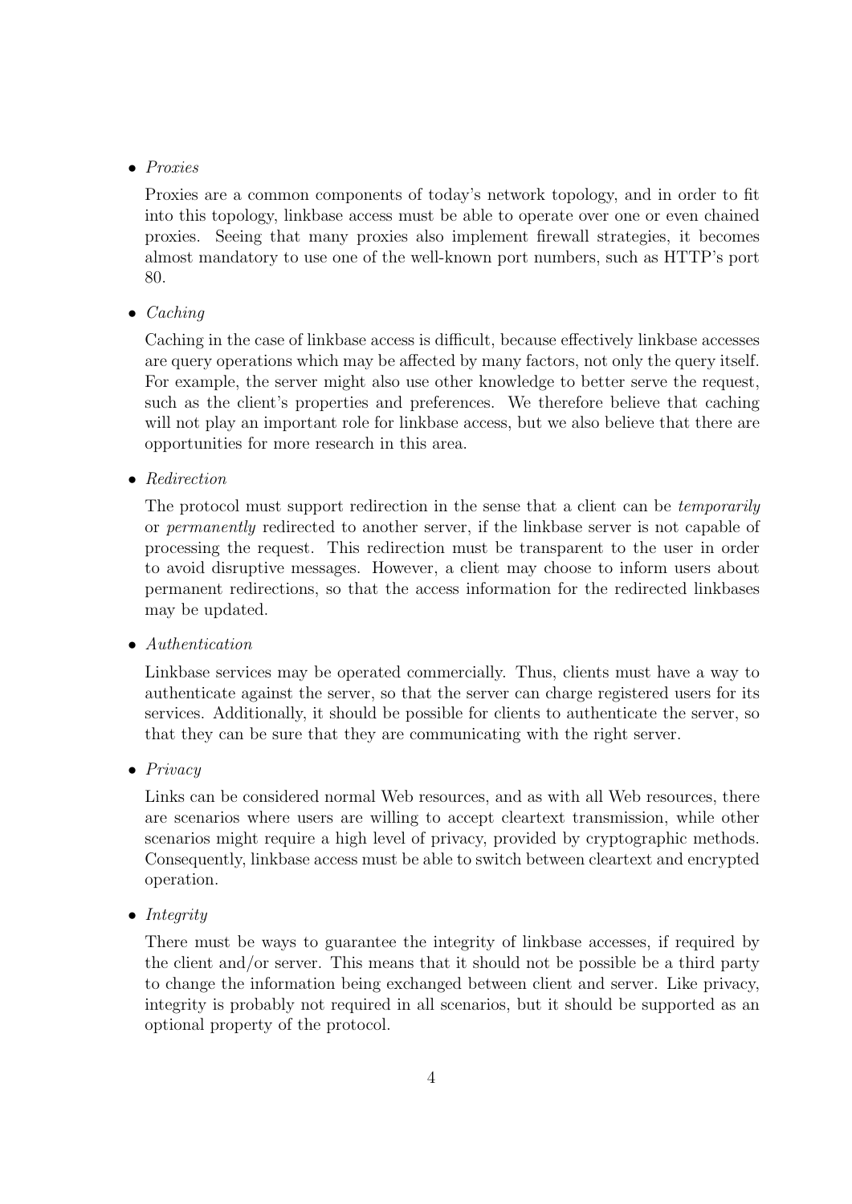- *Proxies*

  Proxies are a common components of today's network topology, and in order to fit into this topology, linkbase access must be able to operate over one or even chained proxies. Seeing that many proxies also implement firewall strategies, it becomes almost mandatory to use one of the well-known port numbers, such as HTTP's port 80.

- *Caching*

  Caching in the case of linkbase access is difficult, because effectively linkbase accesses are query operations which may be affected by many factors, not only the query itself. For example, the server might also use other knowledge to better serve the request, such as the client's properties and preferences. We therefore believe that caching will not play an important role for linkbase access, but we also believe that there are opportunities for more research in this area.

- *Redirection*

  The protocol must support redirection in the sense that a client can be *temporarily* or *permanently* redirected to another server, if the linkbase server is not capable of processing the request. This redirection must be transparent to the user in order to avoid disruptive messages. However, a client may choose to inform users about permanent redirections, so that the access information for the redirected linkbases may be updated.

- *Authentication*

  Linkbase services may be operated commercially. Thus, clients must have a way to authenticate against the server, so that the server can charge registered users for its services. Additionally, it should be possible for clients to authenticate the server, so that they can be sure that they are communicating with the right server.

- *Privacy*

  Links can be considered normal Web resources, and as with all Web resources, there are scenarios where users are willing to accept cleartext transmission, while other scenarios might require a high level of privacy, provided by cryptographic methods. Consequently, linkbase access must be able to switch between cleartext and encrypted operation.

- *Integrity*

  There must be ways to guarantee the integrity of linkbase accesses, if required by the client and/or server. This means that it should not be possible be a third party to change the information being exchanged between client and server. Like privacy, integrity is probably not required in all scenarios, but it should be supported as an optional property of the protocol.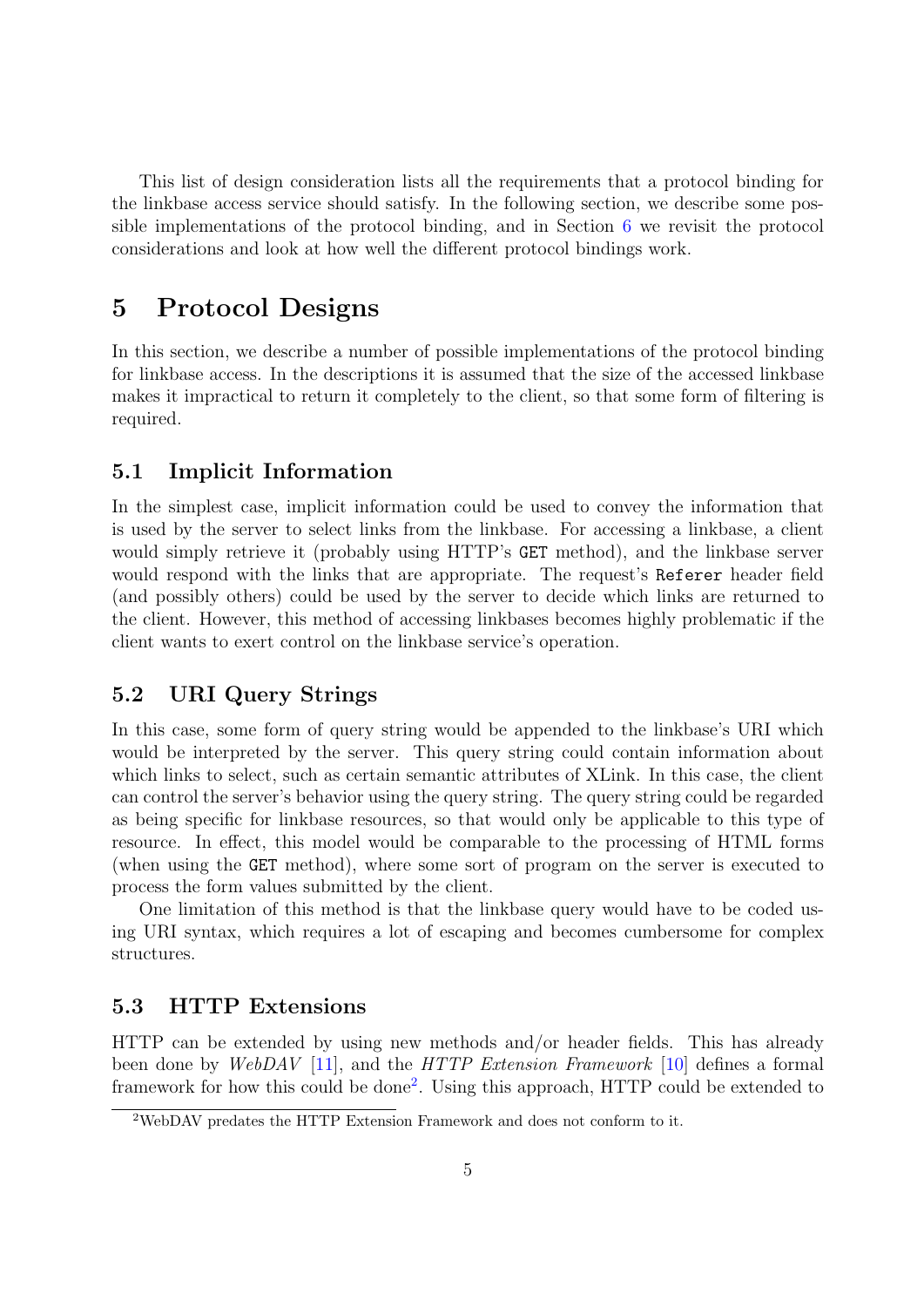This list of design consideration lists all the requirements that a protocol binding for the linkbase access service should satisfy. In the following section, we describe some possible implementations of the protocol binding, and in Section 6 we revisit the protocol considerations and look at how well the different protocol bindings work.

# 5 Protocol Designs

In this section, we describe a number of possible implementations of the protocol binding for linkbase access. In the descriptions it is assumed that the size of the accessed linkbase makes it impractical to return it completely to the client, so that some form of filtering is required.

## 5.1 Implicit Information

In the simplest case, implicit information could be used to convey the information that is used by the server to select links from the linkbase. For accessing a linkbase, a client would simply retrieve it (probably using HTTP's `GET` method), and the linkbase server would respond with the links that are appropriate. The request's `Referer` header field (and possibly others) could be used by the server to decide which links are returned to the client. However, this method of accessing linkbases becomes highly problematic if the client wants to exert control on the linkbase service's operation.

## 5.2 URI Query Strings

In this case, some form of query string would be appended to the linkbase's URI which would be interpreted by the server. This query string could contain information about which links to select, such as certain semantic attributes of XLink. In this case, the client can control the server's behavior using the query string. The query string could be regarded as being specific for linkbase resources, so that would only be applicable to this type of resource. In effect, this model would be comparable to the processing of HTML forms (when using the `GET` method), where some sort of program on the server is executed to process the form values submitted by the client.

One limitation of this method is that the linkbase query would have to be coded using URI syntax, which requires a lot of escaping and becomes cumbersome for complex structures.

## 5.3 HTTP Extensions

HTTP can be extended by using new methods and/or header fields. This has already been done by *WebDAV* [11], and the *HTTP Extension Framework* [10] defines a formal framework for how this could be done[2]. Using this approach, HTTP could be extended to

[2] WebDAV predates the HTTP Extension Framework and does not conform to it.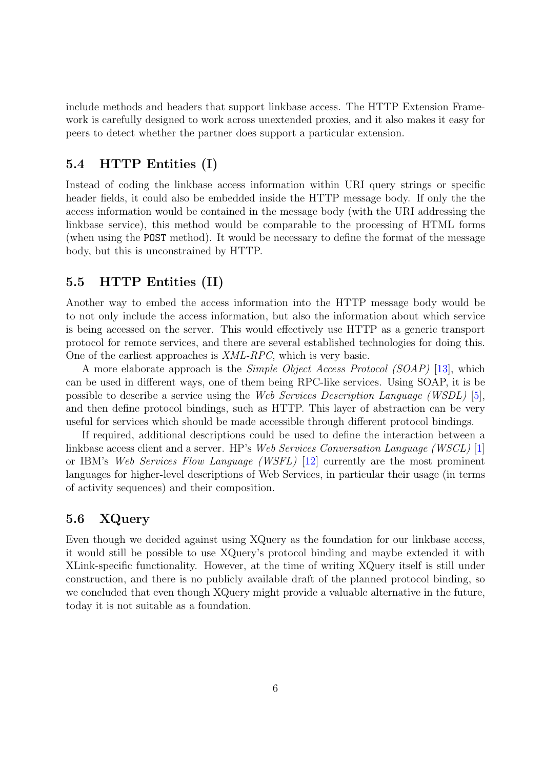include methods and headers that support linkbase access. The HTTP Extension Framework is carefully designed to work across unextended proxies, and it also makes it easy for peers to detect whether the partner does support a particular extension.

## 5.4 HTTP Entities (I)

Instead of coding the linkbase access information within URI query strings or specific header fields, it could also be embedded inside the HTTP message body. If only the the access information would be contained in the message body (with the URI addressing the linkbase service), this method would be comparable to the processing of HTML forms (when using the `POST` method). It would be necessary to define the format of the message body, but this is unconstrained by HTTP.

## 5.5 HTTP Entities (II)

Another way to embed the access information into the HTTP message body would be to not only include the access information, but also the information about which service is being accessed on the server. This would effectively use HTTP as a generic transport protocol for remote services, and there are several established technologies for doing this. One of the earliest approaches is *XML-RPC*, which is very basic.

A more elaborate approach is the *Simple Object Access Protocol (SOAP)* [13], which can be used in different ways, one of them being RPC-like services. Using SOAP, it is be possible to describe a service using the *Web Services Description Language (WSDL)* [5], and then define protocol bindings, such as HTTP. This layer of abstraction can be very useful for services which should be made accessible through different protocol bindings.

If required, additional descriptions could be used to define the interaction between a linkbase access client and a server. HP's *Web Services Conversation Language (WSCL)* [1] or IBM's *Web Services Flow Language (WSFL)* [12] currently are the most prominent languages for higher-level descriptions of Web Services, in particular their usage (in terms of activity sequences) and their composition.

## 5.6 XQuery

Even though we decided against using XQuery as the foundation for our linkbase access, it would still be possible to use XQuery's protocol binding and maybe extended it with XLink-specific functionality. However, at the time of writing XQuery itself is still under construction, and there is no publicly available draft of the planned protocol binding, so we concluded that even though XQuery might provide a valuable alternative in the future, today it is not suitable as a foundation.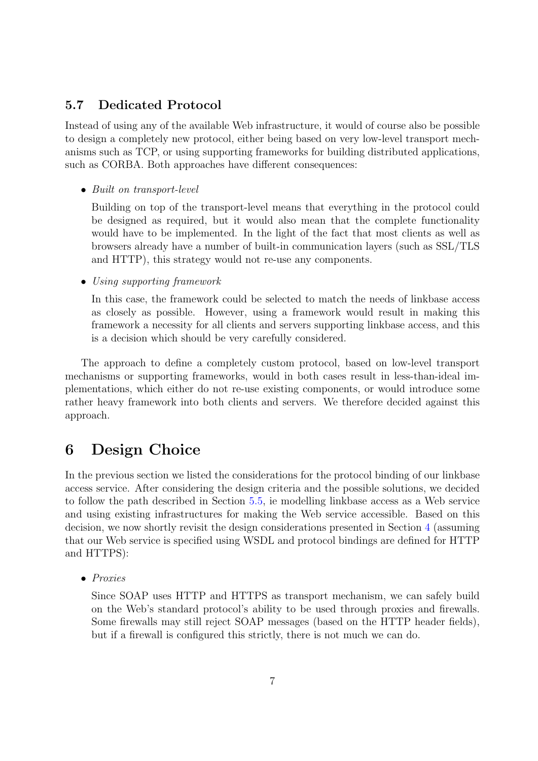### 5.7 Dedicated Protocol

Instead of using any of the available Web infrastructure, it would of course also be possible to design a completely new protocol, either being based on very low-level transport mechanisms such as TCP, or using supporting frameworks for building distributed applications, such as CORBA. Both approaches have different consequences:

- *Built on transport-level*

  Building on top of the transport-level means that everything in the protocol could be designed as required, but it would also mean that the complete functionality would have to be implemented. In the light of the fact that most clients as well as browsers already have a number of built-in communication layers (such as SSL/TLS and HTTP), this strategy would not re-use any components.

- *Using supporting framework*

  In this case, the framework could be selected to match the needs of linkbase access as closely as possible. However, using a framework would result in making this framework a necessity for all clients and servers supporting linkbase access, and this is a decision which should be very carefully considered.

The approach to define a completely custom protocol, based on low-level transport mechanisms or supporting frameworks, would in both cases result in less-than-ideal implementations, which either do not re-use existing components, or would introduce some rather heavy framework into both clients and servers. We therefore decided against this approach.

## 6 Design Choice

In the previous section we listed the considerations for the protocol binding of our linkbase access service. After considering the design criteria and the possible solutions, we decided to follow the path described in Section 5.5, ie modelling linkbase access as a Web service and using existing infrastructures for making the Web service accessible. Based on this decision, we now shortly revisit the design considerations presented in Section 4 (assuming that our Web service is specified using WSDL and protocol bindings are defined for HTTP and HTTPS):

- *Proxies*

  Since SOAP uses HTTP and HTTPS as transport mechanism, we can safely build on the Web's standard protocol's ability to be used through proxies and firewalls. Some firewalls may still reject SOAP messages (based on the HTTP header fields), but if a firewall is configured this strictly, there is not much we can do.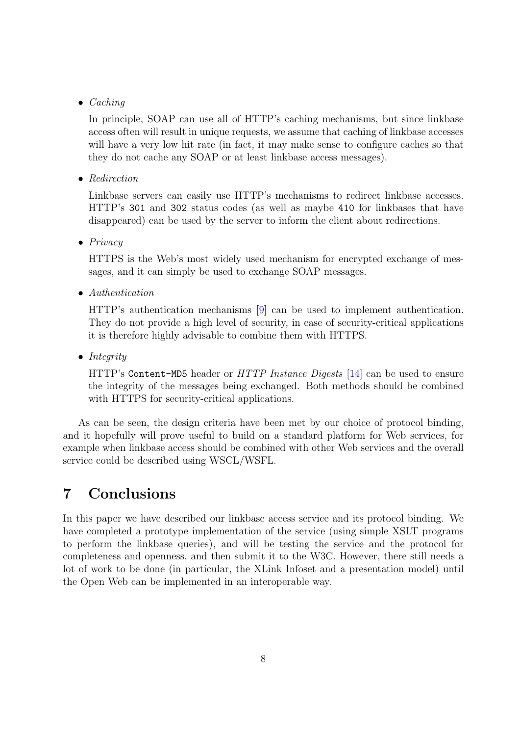- *Caching*

  In principle, SOAP can use all of HTTP's caching mechanisms, but since linkbase access often will result in unique requests, we assume that caching of linkbase accesses will have a very low hit rate (in fact, it may make sense to configure caches so that they do not cache any SOAP or at least linkbase access messages).

- *Redirection*

  Linkbase servers can easily use HTTP's mechanisms to redirect linkbase accesses. HTTP's `301` and `302` status codes (as well as maybe `410` for linkbases that have disappeared) can be used by the server to inform the client about redirections.

- *Privacy*

  HTTPS is the Web's most widely used mechanism for encrypted exchange of messages, and it can simply be used to exchange SOAP messages.

- *Authentication*

  HTTP's authentication mechanisms [9] can be used to implement authentication. They do not provide a high level of security, in case of security-critical applications it is therefore highly advisable to combine them with HTTPS.

- *Integrity*

  HTTP's `Content-MD5` header or *HTTP Instance Digests* [14] can be used to ensure the integrity of the messages being exchanged. Both methods should be combined with HTTPS for security-critical applications.

As can be seen, the design criteria have been met by our choice of protocol binding, and it hopefully will prove useful to build on a standard platform for Web services, for example when linkbase access should be combined with other Web services and the overall service could be described using WSCL/WSFL.

# 7 Conclusions

In this paper we have described our linkbase access service and its protocol binding. We have completed a prototype implementation of the service (using simple XSLT programs to perform the linkbase queries), and will be testing the service and the protocol for completeness and openness, and then submit it to the W3C. However, there still needs a lot of work to be done (in particular, the XLink Infoset and a presentation model) until the Open Web can be implemented in an interoperable way.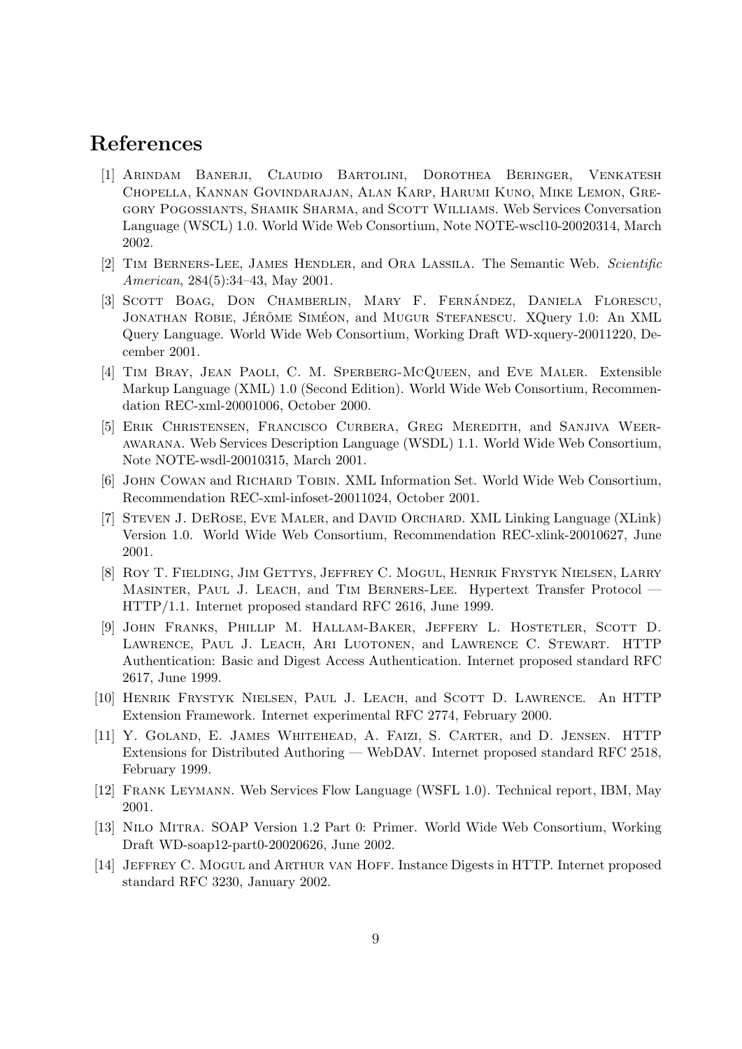# References

[1] Arindam Banerji, Claudio Bartolini, Dorothea Beringer, Venkatesh Chopella, Kannan Govindarajan, Alan Karp, Harumi Kuno, Mike Lemon, Gregory Pogossiants, Shamik Sharma, and Scott Williams. Web Services Conversation Language (WSCL) 1.0. World Wide Web Consortium, Note NOTE-wscl10-20020314, March 2002.

[2] Tim Berners-Lee, James Hendler, and Ora Lassila. The Semantic Web. *Scientific American*, 284(5):34–43, May 2001.

[3] Scott Boag, Don Chamberlin, Mary F. Fernández, Daniela Florescu, Jonathan Robie, Jérôme Siméon, and Mugur Stefanescu. XQuery 1.0: An XML Query Language. World Wide Web Consortium, Working Draft WD-xquery-20011220, December 2001.

[4] Tim Bray, Jean Paoli, C. M. Sperberg-McQueen, and Eve Maler. Extensible Markup Language (XML) 1.0 (Second Edition). World Wide Web Consortium, Recommendation REC-xml-20001006, October 2000.

[5] Erik Christensen, Francisco Curbera, Greg Meredith, and Sanjiva Weerawarana. Web Services Description Language (WSDL) 1.1. World Wide Web Consortium, Note NOTE-wsdl-20010315, March 2001.

[6] John Cowan and Richard Tobin. XML Information Set. World Wide Web Consortium, Recommendation REC-xml-infoset-20011024, October 2001.

[7] Steven J. DeRose, Eve Maler, and David Orchard. XML Linking Language (XLink) Version 1.0. World Wide Web Consortium, Recommendation REC-xlink-20010627, June 2001.

[8] Roy T. Fielding, Jim Gettys, Jeffrey C. Mogul, Henrik Frystyk Nielsen, Larry Masinter, Paul J. Leach, and Tim Berners-Lee. Hypertext Transfer Protocol — HTTP/1.1. Internet proposed standard RFC 2616, June 1999.

[9] John Franks, Phillip M. Hallam-Baker, Jeffery L. Hostetler, Scott D. Lawrence, Paul J. Leach, Ari Luotonen, and Lawrence C. Stewart. HTTP Authentication: Basic and Digest Access Authentication. Internet proposed standard RFC 2617, June 1999.

[10] Henrik Frystyk Nielsen, Paul J. Leach, and Scott D. Lawrence. An HTTP Extension Framework. Internet experimental RFC 2774, February 2000.

[11] Y. Goland, E. James Whitehead, A. Faizi, S. Carter, and D. Jensen. HTTP Extensions for Distributed Authoring — WebDAV. Internet proposed standard RFC 2518, February 1999.

[12] Frank Leymann. Web Services Flow Language (WSFL 1.0). Technical report, IBM, May 2001.

[13] Nilo Mitra. SOAP Version 1.2 Part 0: Primer. World Wide Web Consortium, Working Draft WD-soap12-part0-20020626, June 2002.

[14] Jeffrey C. Mogul and Arthur van Hoff. Instance Digests in HTTP. Internet proposed standard RFC 3230, January 2002.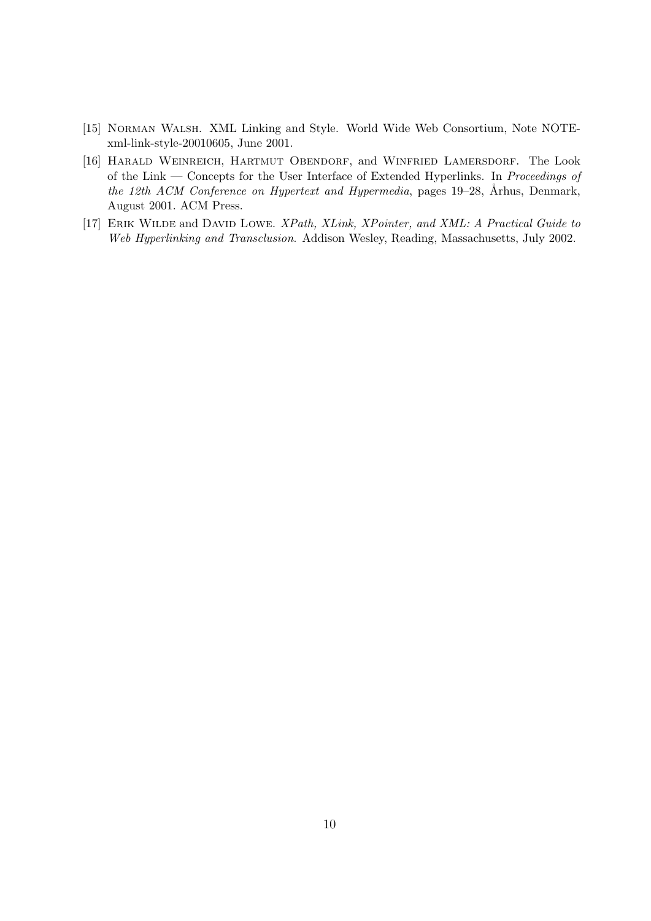[15] Norman Walsh. XML Linking and Style. World Wide Web Consortium, Note NOTE-xml-link-style-20010605, June 2001.

[16] Harald Weinreich, Hartmut Obendorf, and Winfried Lamersdorf. The Look of the Link — Concepts for the User Interface of Extended Hyperlinks. In *Proceedings of the 12th ACM Conference on Hypertext and Hypermedia*, pages 19–28, Århus, Denmark, August 2001. ACM Press.

[17] Erik Wilde and David Lowe. *XPath, XLink, XPointer, and XML: A Practical Guide to Web Hyperlinking and Transclusion*. Addison Wesley, Reading, Massachusetts, July 2002.